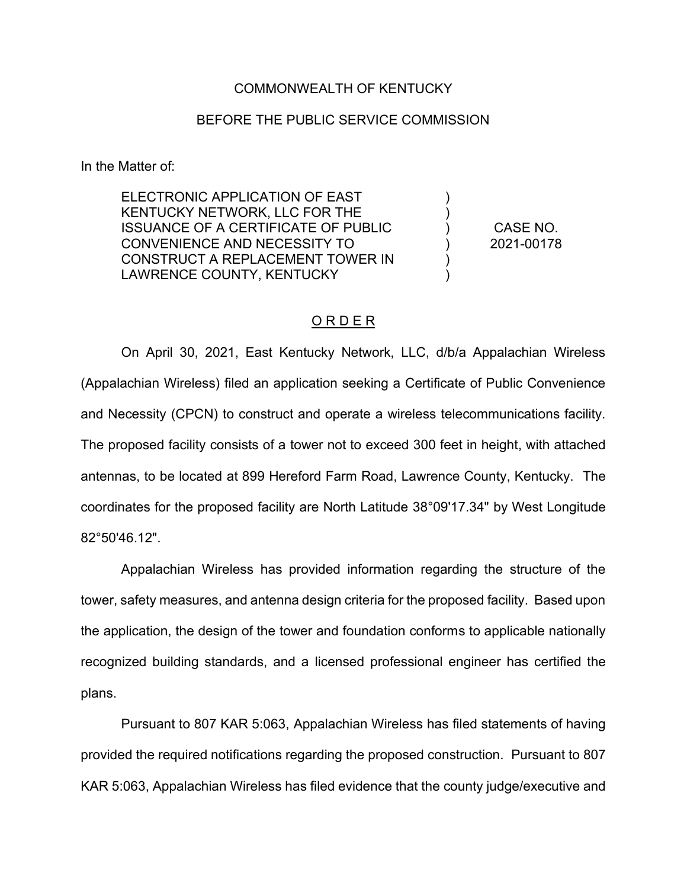COMMONWEALTH OF KENTUCKY

BEFORE THE PUBLIC SERVICE COMMISSION

In the Matter of:

| | | |
|---|---|---|
| ELECTRONIC APPLICATION OF EAST KENTUCKY NETWORK, LLC FOR THE ISSUANCE OF A CERTIFICATE OF PUBLIC CONVENIENCE AND NECESSITY TO CONSTRUCT A REPLACEMENT TOWER IN LAWRENCE COUNTY, KENTUCKY | ) | CASE NO. 2021-00178 |

## ORDER

On April 30, 2021, East Kentucky Network, LLC, d/b/a Appalachian Wireless (Appalachian Wireless) filed an application seeking a Certificate of Public Convenience and Necessity (CPCN) to construct and operate a wireless telecommunications facility. The proposed facility consists of a tower not to exceed 300 feet in height, with attached antennas, to be located at 899 Hereford Farm Road, Lawrence County, Kentucky. The coordinates for the proposed facility are North Latitude 38°09'17.34" by West Longitude 82°50'46.12".

Appalachian Wireless has provided information regarding the structure of the tower, safety measures, and antenna design criteria for the proposed facility. Based upon the application, the design of the tower and foundation conforms to applicable nationally recognized building standards, and a licensed professional engineer has certified the plans.

Pursuant to 807 KAR 5:063, Appalachian Wireless has filed statements of having provided the required notifications regarding the proposed construction. Pursuant to 807 KAR 5:063, Appalachian Wireless has filed evidence that the county judge/executive and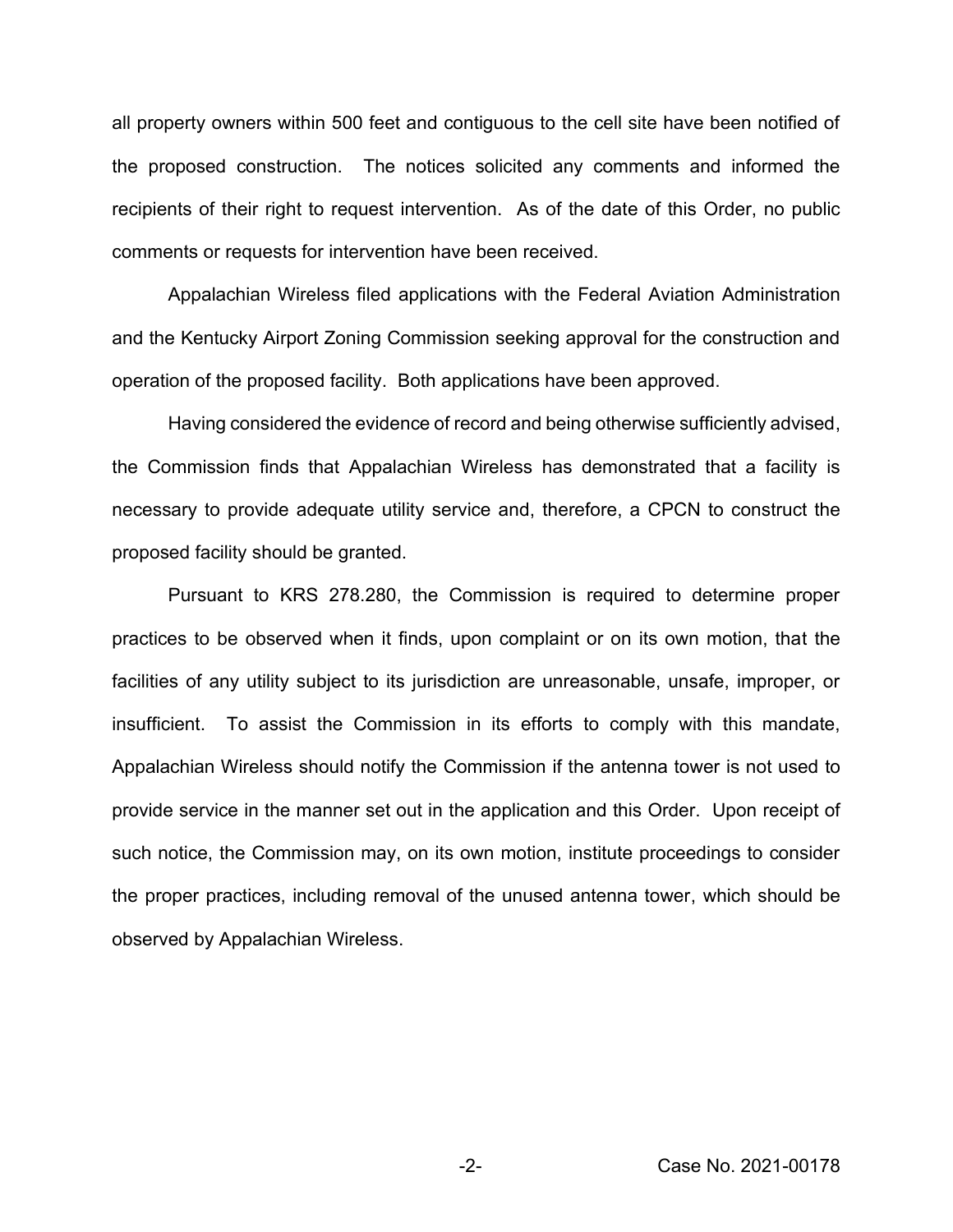all property owners within 500 feet and contiguous to the cell site have been notified of the proposed construction. The notices solicited any comments and informed the recipients of their right to request intervention. As of the date of this Order, no public comments or requests for intervention have been received.

Appalachian Wireless filed applications with the Federal Aviation Administration and the Kentucky Airport Zoning Commission seeking approval for the construction and operation of the proposed facility. Both applications have been approved.

Having considered the evidence of record and being otherwise sufficiently advised, the Commission finds that Appalachian Wireless has demonstrated that a facility is necessary to provide adequate utility service and, therefore, a CPCN to construct the proposed facility should be granted.

Pursuant to KRS 278.280, the Commission is required to determine proper practices to be observed when it finds, upon complaint or on its own motion, that the facilities of any utility subject to its jurisdiction are unreasonable, unsafe, improper, or insufficient. To assist the Commission in its efforts to comply with this mandate, Appalachian Wireless should notify the Commission if the antenna tower is not used to provide service in the manner set out in the application and this Order. Upon receipt of such notice, the Commission may, on its own motion, institute proceedings to consider the proper practices, including removal of the unused antenna tower, which should be observed by Appalachian Wireless.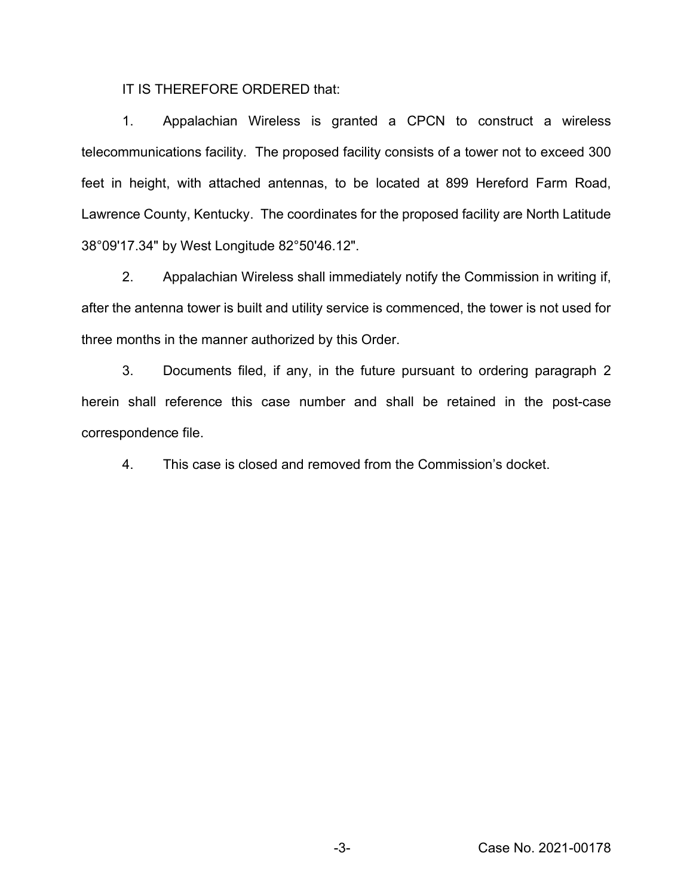IT IS THEREFORE ORDERED that:

1. Appalachian Wireless is granted a CPCN to construct a wireless telecommunications facility. The proposed facility consists of a tower not to exceed 300 feet in height, with attached antennas, to be located at 899 Hereford Farm Road, Lawrence County, Kentucky. The coordinates for the proposed facility are North Latitude 38°09'17.34" by West Longitude 82°50'46.12".

2. Appalachian Wireless shall immediately notify the Commission in writing if, after the antenna tower is built and utility service is commenced, the tower is not used for three months in the manner authorized by this Order.

3. Documents filed, if any, in the future pursuant to ordering paragraph 2 herein shall reference this case number and shall be retained in the post-case correspondence file.

4. This case is closed and removed from the Commission's docket.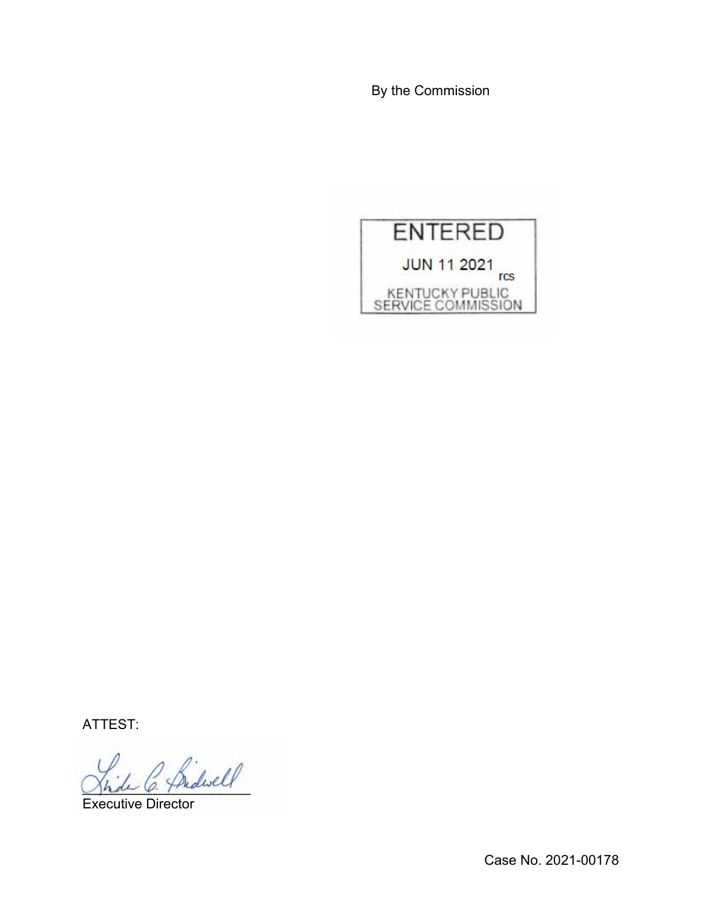By the Commission

ENTERED

JUN 11 2021

rcs

KENTUCKY PUBLIC
SERVICE COMMISSION

ATTEST:

Executive Director

Case No. 2021-00178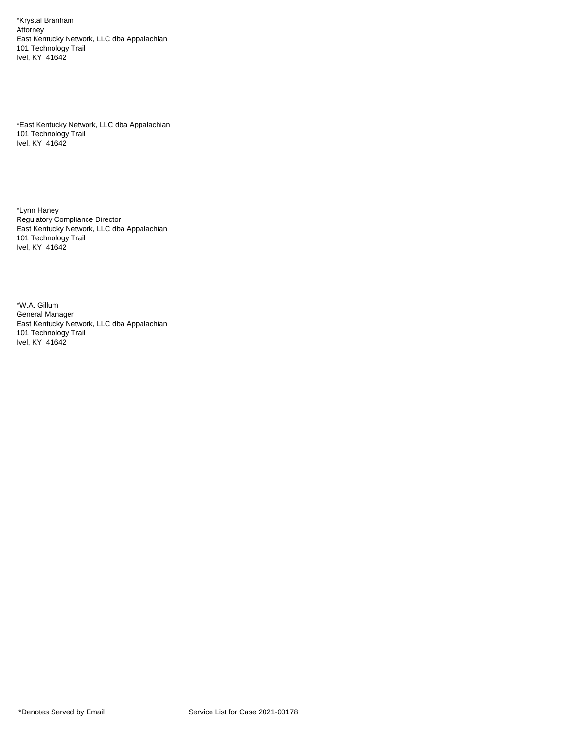*Krystal Branham
Attorney
East Kentucky Network, LLC dba Appalachian
101 Technology Trail
Ivel, KY 41642

*East Kentucky Network, LLC dba Appalachian
101 Technology Trail
Ivel, KY 41642

*Lynn Haney
Regulatory Compliance Director
East Kentucky Network, LLC dba Appalachian
101 Technology Trail
Ivel, KY 41642

*W.A. Gillum
General Manager
East Kentucky Network, LLC dba Appalachian
101 Technology Trail
Ivel, KY 41642

*Denotes Served by Email

Service List for Case 2021-00178